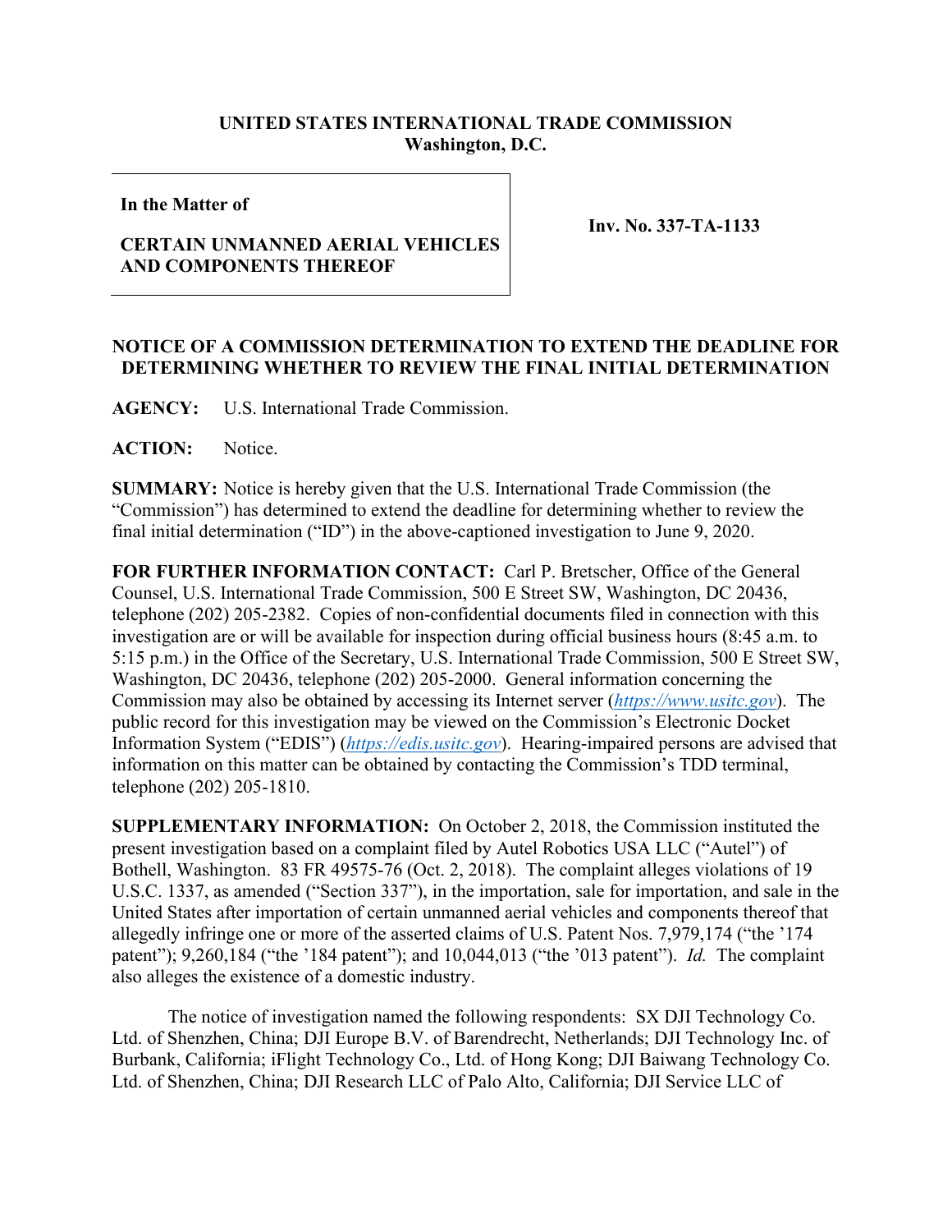**UNITED STATES INTERNATIONAL TRADE COMMISSION**
**Washington, D.C.**

| **In the Matter of**<br><br>**CERTAIN UNMANNED AERIAL VEHICLES AND COMPONENTS THEREOF** | **Inv. No. 337-TA-1133** |
|---|---|

**NOTICE OF A COMMISSION DETERMINATION TO EXTEND THE DEADLINE FOR DETERMINING WHETHER TO REVIEW THE FINAL INITIAL DETERMINATION**

**AGENCY:** U.S. International Trade Commission.

**ACTION:** Notice.

**SUMMARY:** Notice is hereby given that the U.S. International Trade Commission (the "Commission") has determined to extend the deadline for determining whether to review the final initial determination ("ID") in the above-captioned investigation to June 9, 2020.

**FOR FURTHER INFORMATION CONTACT:** Carl P. Bretscher, Office of the General Counsel, U.S. International Trade Commission, 500 E Street SW, Washington, DC 20436, telephone (202) 205-2382. Copies of non-confidential documents filed in connection with this investigation are or will be available for inspection during official business hours (8:45 a.m. to 5:15 p.m.) in the Office of the Secretary, U.S. International Trade Commission, 500 E Street SW, Washington, DC 20436, telephone (202) 205-2000. General information concerning the Commission may also be obtained by accessing its Internet server (*https://www.usitc.gov*). The public record for this investigation may be viewed on the Commission's Electronic Docket Information System ("EDIS") (*https://edis.usitc.gov*). Hearing-impaired persons are advised that information on this matter can be obtained by contacting the Commission's TDD terminal, telephone (202) 205-1810.

**SUPPLEMENTARY INFORMATION:** On October 2, 2018, the Commission instituted the present investigation based on a complaint filed by Autel Robotics USA LLC ("Autel") of Bothell, Washington. 83 FR 49575-76 (Oct. 2, 2018). The complaint alleges violations of 19 U.S.C. 1337, as amended ("Section 337"), in the importation, sale for importation, and sale in the United States after importation of certain unmanned aerial vehicles and components thereof that allegedly infringe one or more of the asserted claims of U.S. Patent Nos. 7,979,174 ("the '174 patent"); 9,260,184 ("the '184 patent"); and 10,044,013 ("the '013 patent"). *Id.* The complaint also alleges the existence of a domestic industry.

The notice of investigation named the following respondents: SX DJI Technology Co. Ltd. of Shenzhen, China; DJI Europe B.V. of Barendrecht, Netherlands; DJI Technology Inc. of Burbank, California; iFlight Technology Co., Ltd. of Hong Kong; DJI Baiwang Technology Co. Ltd. of Shenzhen, China; DJI Research LLC of Palo Alto, California; DJI Service LLC of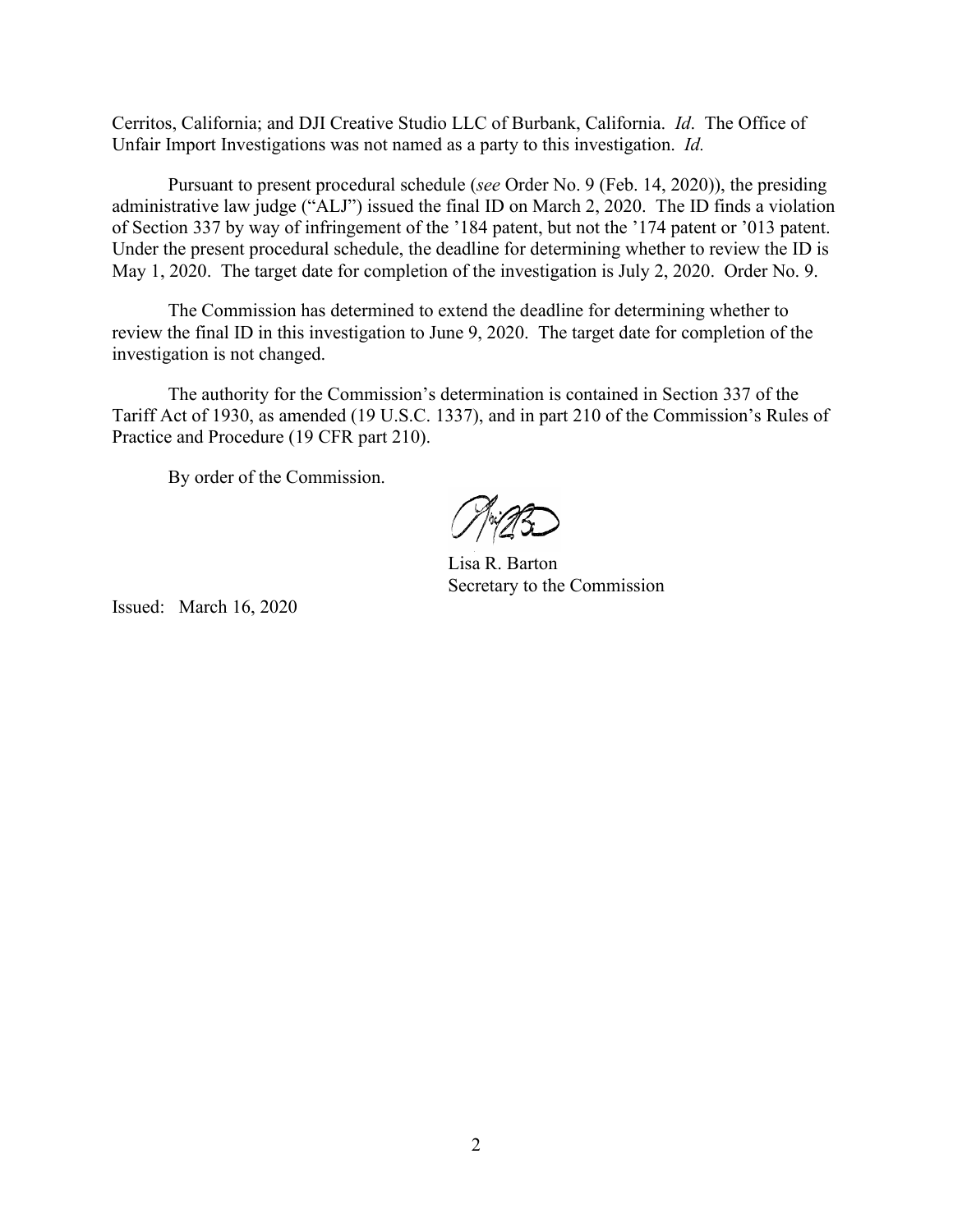Cerritos, California; and DJI Creative Studio LLC of Burbank, California. *Id*. The Office of Unfair Import Investigations was not named as a party to this investigation. *Id.*

Pursuant to present procedural schedule (*see* Order No. 9 (Feb. 14, 2020)), the presiding administrative law judge ("ALJ") issued the final ID on March 2, 2020. The ID finds a violation of Section 337 by way of infringement of the '184 patent, but not the '174 patent or '013 patent. Under the present procedural schedule, the deadline for determining whether to review the ID is May 1, 2020. The target date for completion of the investigation is July 2, 2020. Order No. 9.

The Commission has determined to extend the deadline for determining whether to review the final ID in this investigation to June 9, 2020. The target date for completion of the investigation is not changed.

The authority for the Commission's determination is contained in Section 337 of the Tariff Act of 1930, as amended (19 U.S.C. 1337), and in part 210 of the Commission's Rules of Practice and Procedure (19 CFR part 210).

By order of the Commission.

Lisa R. Barton
Secretary to the Commission

Issued: March 16, 2020